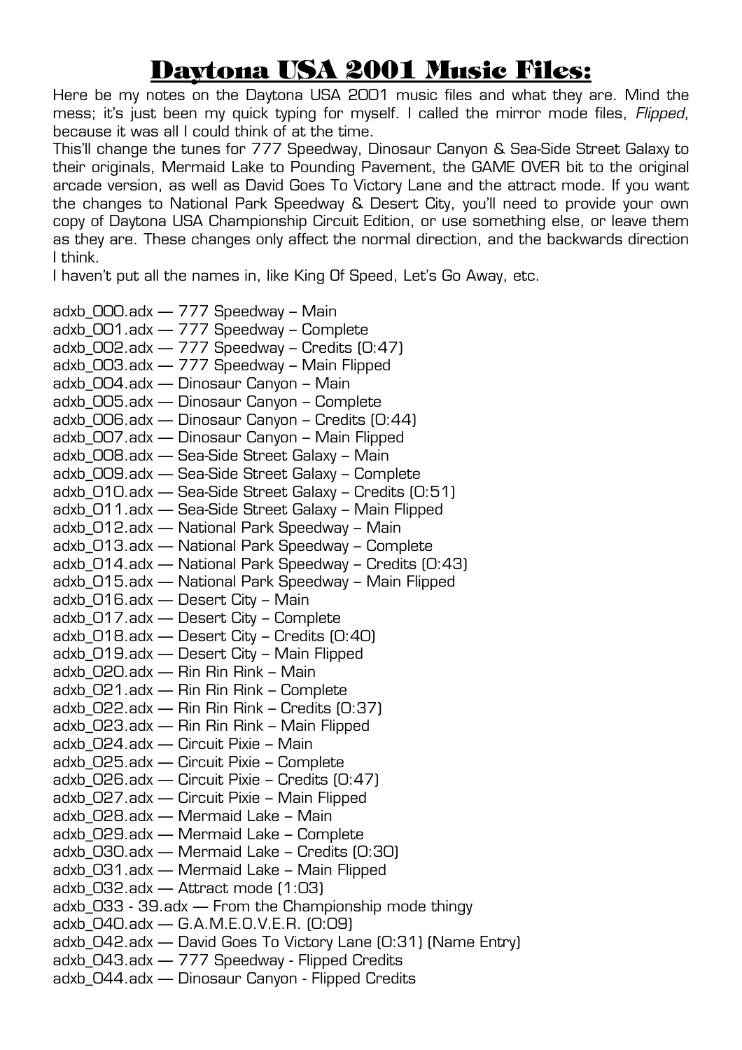# Daytona USA 2001 Music Files:

Here be my notes on the Daytona USA 2001 music files and what they are. Mind the mess; it's just been my quick typing for myself. I called the mirror mode files, *Flipped*, because it was all I could think of at the time.

This'll change the tunes for 777 Speedway, Dinosaur Canyon & Sea-Side Street Galaxy to their originals, Mermaid Lake to Pounding Pavement, the GAME OVER bit to the original arcade version, as well as David Goes To Victory Lane and the attract mode. If you want the changes to National Park Speedway & Desert City, you'll need to provide your own copy of Daytona USA Championship Circuit Edition, or use something else, or leave them as they are. These changes only affect the normal direction, and the backwards direction I think.

I haven't put all the names in, like King Of Speed, Let's Go Away, etc.

adxb_000.adx — 777 Speedway – Main
adxb_001.adx — 777 Speedway – Complete
adxb_002.adx — 777 Speedway – Credits (0:47)
adxb_003.adx — 777 Speedway – Main Flipped
adxb_004.adx — Dinosaur Canyon – Main
adxb_005.adx — Dinosaur Canyon – Complete
adxb_006.adx — Dinosaur Canyon – Credits (0:44)
adxb_007.adx — Dinosaur Canyon – Main Flipped
adxb_008.adx — Sea-Side Street Galaxy – Main
adxb_009.adx — Sea-Side Street Galaxy – Complete
adxb_010.adx — Sea-Side Street Galaxy – Credits (0:51)
adxb_011.adx — Sea-Side Street Galaxy – Main Flipped
adxb_012.adx — National Park Speedway – Main
adxb_013.adx — National Park Speedway – Complete
adxb_014.adx — National Park Speedway – Credits (0:43)
adxb_015.adx — National Park Speedway – Main Flipped
adxb_016.adx — Desert City – Main
adxb_017.adx — Desert City – Complete
adxb_018.adx — Desert City – Credits (0:40)
adxb_019.adx — Desert City – Main Flipped
adxb_020.adx — Rin Rin Rink – Main
adxb_021.adx — Rin Rin Rink – Complete
adxb_022.adx — Rin Rin Rink – Credits (0:37)
adxb_023.adx — Rin Rin Rink – Main Flipped
adxb_024.adx — Circuit Pixie – Main
adxb_025.adx — Circuit Pixie – Complete
adxb_026.adx — Circuit Pixie – Credits (0:47)
adxb_027.adx — Circuit Pixie – Main Flipped
adxb_028.adx — Mermaid Lake – Main
adxb_029.adx — Mermaid Lake – Complete
adxb_030.adx — Mermaid Lake – Credits (0:30)
adxb_031.adx — Mermaid Lake – Main Flipped
adxb_032.adx — Attract mode (1:03)
adxb_033 - 39.adx — From the Championship mode thingy
adxb_040.adx — G.A.M.E.O.V.E.R. (0:09)
adxb_042.adx — David Goes To Victory Lane (0:31) (Name Entry)
adxb_043.adx — 777 Speedway - Flipped Credits
adxb_044.adx — Dinosaur Canyon - Flipped Credits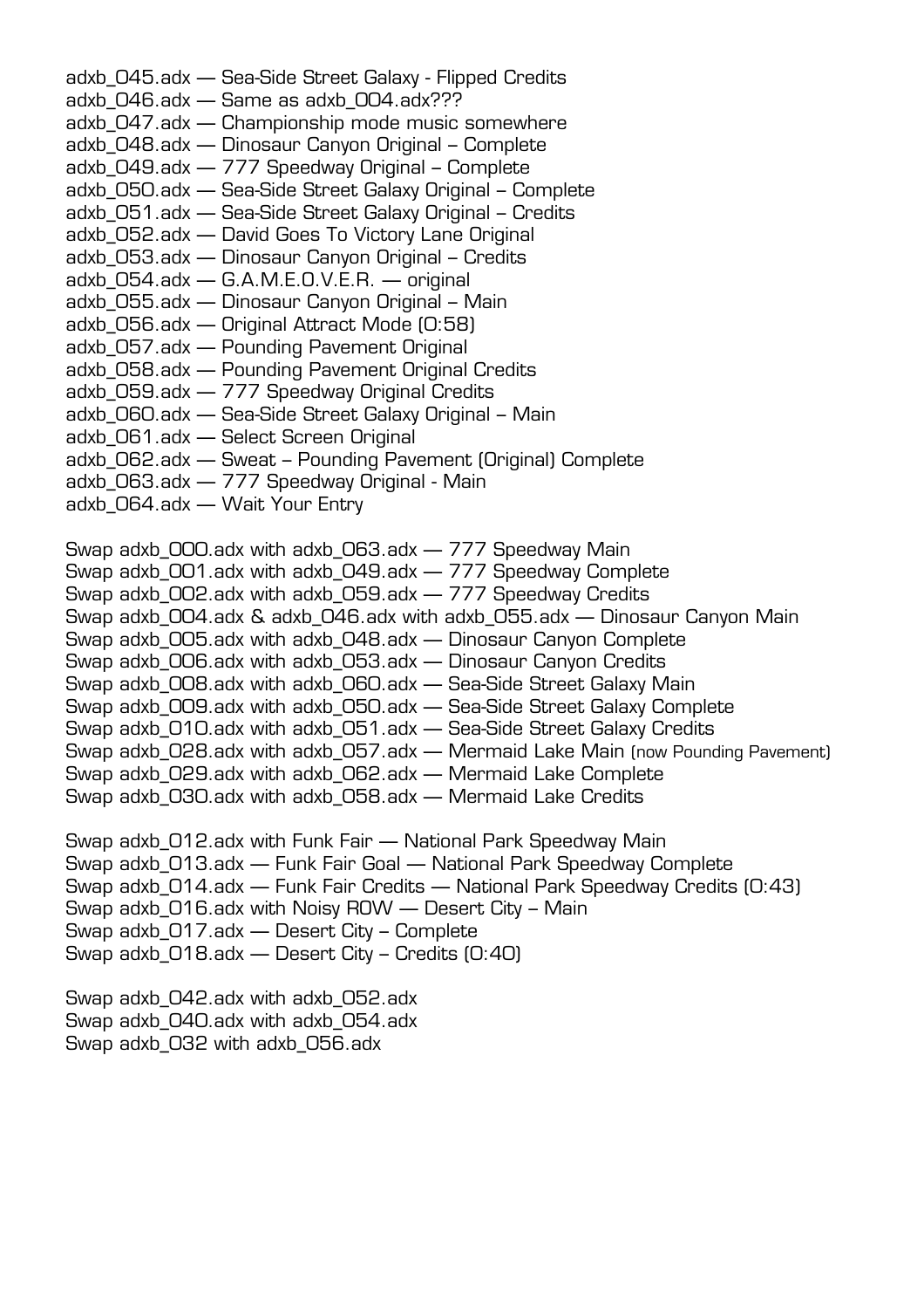adxb_045.adx — Sea-Side Street Galaxy - Flipped Credits
adxb_046.adx — Same as adxb_004.adx???
adxb_047.adx — Championship mode music somewhere
adxb_048.adx — Dinosaur Canyon Original – Complete
adxb_049.adx — 777 Speedway Original – Complete
adxb_050.adx — Sea-Side Street Galaxy Original – Complete
adxb_051.adx — Sea-Side Street Galaxy Original – Credits
adxb_052.adx — David Goes To Victory Lane Original
adxb_053.adx — Dinosaur Canyon Original – Credits
adxb_054.adx — G.A.M.E.O.V.E.R. — original
adxb_055.adx — Dinosaur Canyon Original – Main
adxb_056.adx — Original Attract Mode (0:58)
adxb_057.adx — Pounding Pavement Original
adxb_058.adx — Pounding Pavement Original Credits
adxb_059.adx — 777 Speedway Original Credits
adxb_060.adx — Sea-Side Street Galaxy Original – Main
adxb_061.adx — Select Screen Original
adxb_062.adx — Sweat – Pounding Pavement (Original) Complete
adxb_063.adx — 777 Speedway Original - Main
adxb_064.adx — Wait Your Entry

Swap adxb_000.adx with adxb_063.adx — 777 Speedway Main
Swap adxb_001.adx with adxb_049.adx — 777 Speedway Complete
Swap adxb_002.adx with adxb_059.adx — 777 Speedway Credits
Swap adxb_004.adx & adxb_046.adx with adxb_055.adx — Dinosaur Canyon Main
Swap adxb_005.adx with adxb_048.adx — Dinosaur Canyon Complete
Swap adxb_006.adx with adxb_053.adx — Dinosaur Canyon Credits
Swap adxb_008.adx with adxb_060.adx — Sea-Side Street Galaxy Main
Swap adxb_009.adx with adxb_050.adx — Sea-Side Street Galaxy Complete
Swap adxb_010.adx with adxb_051.adx — Sea-Side Street Galaxy Credits
Swap adxb_028.adx with adxb_057.adx — Mermaid Lake Main (now Pounding Pavement)
Swap adxb_029.adx with adxb_062.adx — Mermaid Lake Complete
Swap adxb_030.adx with adxb_058.adx — Mermaid Lake Credits

Swap adxb_012.adx with Funk Fair — National Park Speedway Main
Swap adxb_013.adx — Funk Fair Goal — National Park Speedway Complete
Swap adxb_014.adx — Funk Fair Credits — National Park Speedway Credits (0:43)
Swap adxb_016.adx with Noisy ROW — Desert City – Main
Swap adxb_017.adx — Desert City – Complete
Swap adxb_018.adx — Desert City – Credits (0:40)

Swap adxb_042.adx with adxb_052.adx
Swap adxb_040.adx with adxb_054.adx
Swap adxb_032 with adxb_056.adx